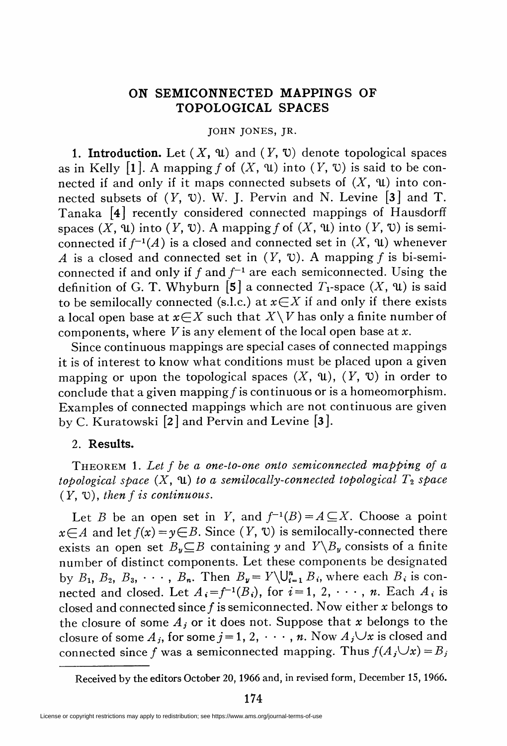# ON SEMICONNECTED MAPPINGS OF TOPOLOGICAL SPACES

JOHN JONES, JR.

**1. Introduction.** Let $(X, \mathfrak{U})$ and $(Y, \mathfrak{V})$ denote topological spaces as in Kelly [1]. A mapping $f$ of $(X, \mathfrak{U})$ into $(Y, \mathfrak{V})$ is said to be connected if and only if it maps connected subsets of $(X, \mathfrak{U})$ into connected subsets of $(Y, \mathfrak{V})$. W. J. Pervin and N. Levine [3] and T. Tanaka [4] recently considered connected mappings of Hausdorff spaces $(X, \mathfrak{U})$ into $(Y, \mathfrak{V})$. A mapping $f$ of $(X, \mathfrak{U})$ into $(Y, \mathfrak{V})$ is semiconnected if $f^{-1}(A)$ is a closed and connected set in $(X, \mathfrak{U})$ whenever $A$ is a closed and connected set in $(Y, \mathfrak{V})$. A mapping $f$ is bi-semiconnected if and only if $f$ and $f^{-1}$ are each semiconnected. Using the definition of G. T. Whyburn [5] a connected $T_1$-space $(X, \mathfrak{U})$ is said to be semilocally connected (s.l.c.) at $x \in X$ if and only if there exists a local open base at $x \in X$ such that $X \setminus V$ has only a finite number of components, where $V$ is any element of the local open base at $x$.

Since continuous mappings are special cases of connected mappings it is of interest to know what conditions must be placed upon a given mapping or upon the topological spaces $(X, \mathfrak{U})$, $(Y, \mathfrak{V})$ in order to conclude that a given mapping $f$ is continuous or is a homeomorphism. Examples of connected mappings which are not continuous are given by C. Kuratowski [2] and Pervin and Levine [3].

**2. Results.**

THEOREM 1. *Let $f$ be a one-to-one onto semiconnected mapping of a topological space $(X, \mathfrak{U})$ to a semilocally-connected topological $T_2$ space $(Y, \mathfrak{V})$, then $f$ is continuous.*

Let $B$ be an open set in $Y$, and $f^{-1}(B) = A \subseteq X$. Choose a point $x \in A$ and let $f(x) = y \in B$. Since $(Y, \mathfrak{V})$ is semilocally-connected there exists an open set $B_y \subseteq B$ containing $y$ and $Y \setminus B_y$ consists of a finite number of distinct components. Let these components be designated by $B_1, B_2, B_3, \cdots, B_n$. Then $B_y = Y \setminus \bigcup_{i=1}^{n} B_i$, where each $B_i$ is connected and closed. Let $A_i = f^{-1}(B_i)$, for $i = 1, 2, \cdots, n$. Each $A_i$ is closed and connected since $f$ is semiconnected. Now either $x$ belongs to the closure of some $A_j$ or it does not. Suppose that $x$ belongs to the closure of some $A_j$, for some $j = 1, 2, \cdots, n$. Now $A_j \cup x$ is closed and connected since $f$ was a semiconnected mapping. Thus $f(A_j \cup x) = B_j$

Received by the editors October 20, 1966 and, in revised form, December 15, 1966.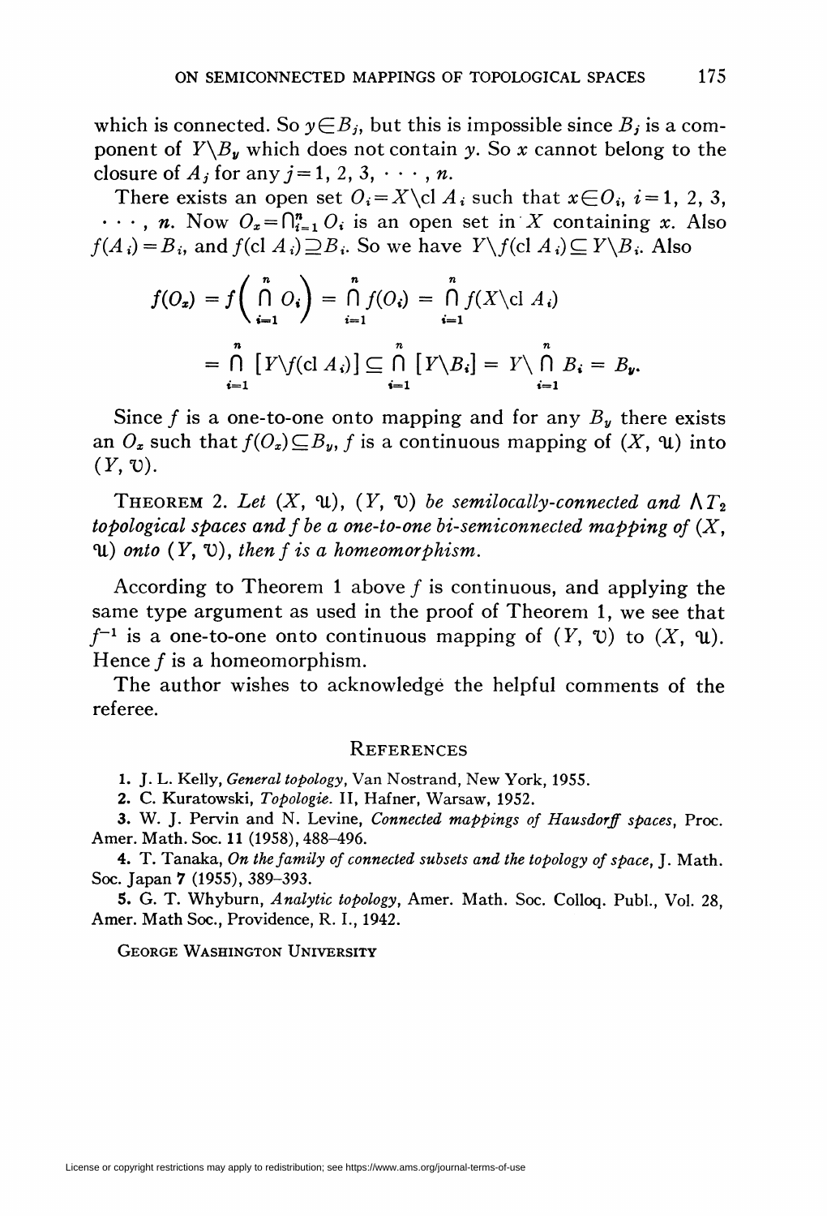which is connected. So $y \in B_j$, but this is impossible since $B_j$ is a component of $Y \backslash B_y$ which does not contain $y$. So $x$ cannot belong to the closure of $A_j$ for any $j = 1, 2, 3, \cdots, n$.

There exists an open set $O_i = X \backslash \text{cl } A_i$ such that $x \in O_i$, $i = 1, 2, 3, \cdots, n$. Now $O_x = \bigcap_{i=1}^{n} O_i$ is an open set in $X$ containing $x$. Also $f(A_i) = B_i$, and $f(\text{cl } A_i) \supseteq B_i$. So we have $Y \backslash f(\text{cl } A_i) \subseteq Y \backslash B_i$. Also

$$f(O_x) = f\left( \bigcap_{i=1}^{n} O_i \right) = \bigcap_{i=1}^{n} f(O_i) = \bigcap_{i=1}^{n} f(X \backslash \text{cl } A_i)$$

$$= \bigcap_{i=1}^{n} [Y \backslash f(\text{cl } A_i)] \subseteq \bigcap_{i=1}^{n} [Y \backslash B_i] = Y \backslash \bigcap_{i=1}^{n} B_i = B_y.$$

Since $f$ is a one-to-one onto mapping and for any $B_y$ there exists an $O_x$ such that $f(O_x) \subseteq B_y$, $f$ is a continuous mapping of $(X, \mathcal{U})$ into $(Y, \mathcal{V})$.

THEOREM 2. *Let $(X, \mathcal{U})$, $(Y, \mathcal{V})$ be semilocally-connected and $\wedge T_2$ topological spaces and $f$ be a one-to-one bi-semiconnected mapping of $(X, \mathcal{U})$ onto $(Y, \mathcal{V})$, then $f$ is a homeomorphism.*

According to Theorem 1 above $f$ is continuous, and applying the same type argument as used in the proof of Theorem 1, we see that $f^{-1}$ is a one-to-one onto continuous mapping of $(Y, \mathcal{V})$ to $(X, \mathcal{U})$. Hence $f$ is a homeomorphism.

The author wishes to acknowledge the helpful comments of the referee.

## REFERENCES

1. J. L. Kelly, *General topology*, Van Nostrand, New York, 1955.
2. C. Kuratowski, *Topologie*. II, Hafner, Warsaw, 1952.
3. W. J. Pervin and N. Levine, *Connected mappings of Hausdorff spaces*, Proc. Amer. Math. Soc. 11 (1958), 488–496.
4. T. Tanaka, *On the family of connected subsets and the topology of space*, J. Math. Soc. Japan 7 (1955), 389–393.
5. G. T. Whyburn, *Analytic topology*, Amer. Math. Soc. Colloq. Publ., Vol. 28, Amer. Math Soc., Providence, R. I., 1942.

GEORGE WASHINGTON UNIVERSITY